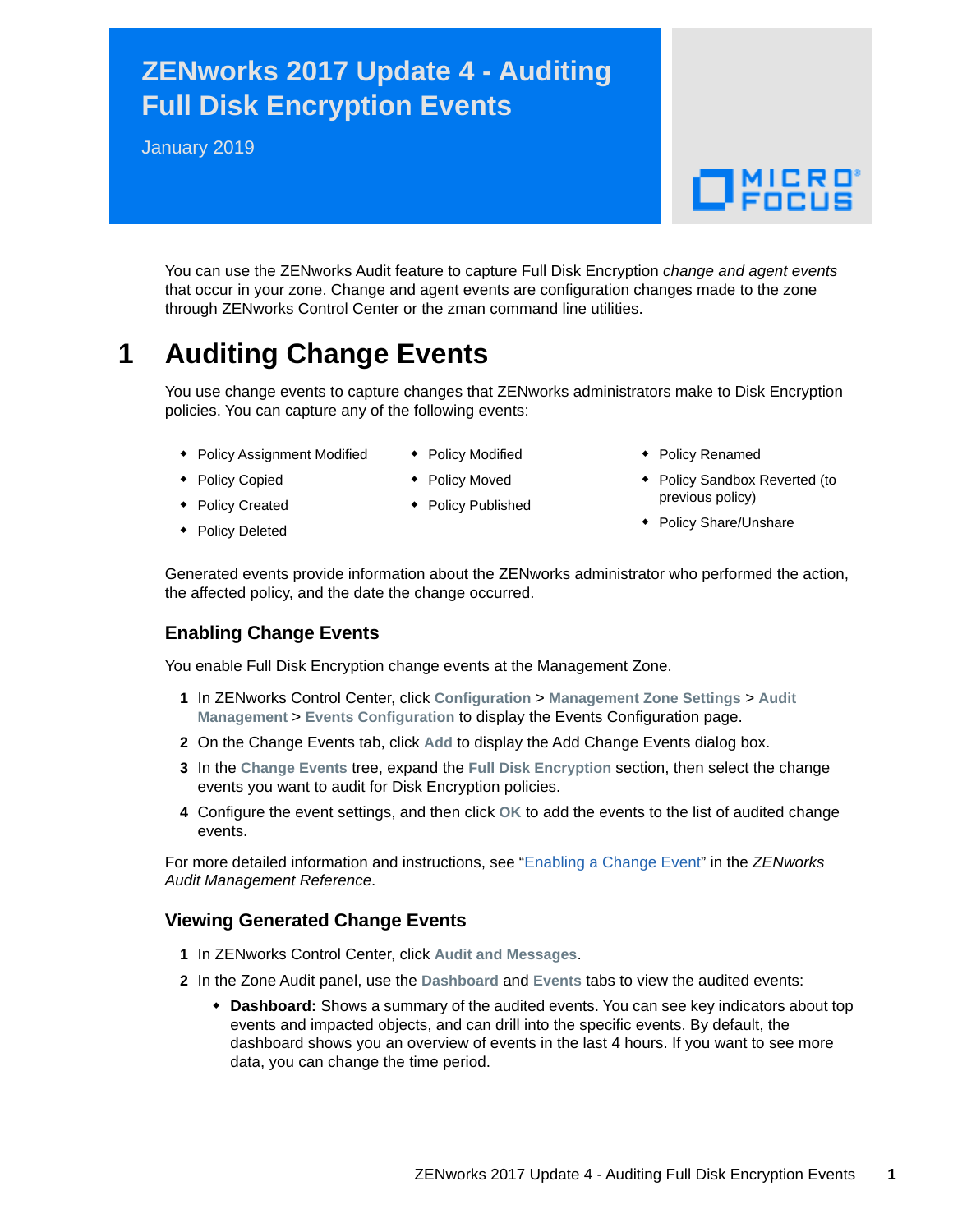# ZENworks 2017 Update 4 - Auditing Full Disk Encryption Events

January 2019

You can use the ZENworks Audit feature to capture Full Disk Encryption *change and agent events* that occur in your zone. Change and agent events are configuration changes made to the zone through ZENworks Control Center or the zman command line utilities.

## 1 Auditing Change Events

You use change events to capture changes that ZENworks administrators make to Disk Encryption policies. You can capture any of the following events:

- Policy Assignment Modified
- Policy Copied
- Policy Created
- Policy Deleted
- Policy Modified
- Policy Moved
- Policy Published
- Policy Renamed
- Policy Sandbox Reverted (to previous policy)
- Policy Share/Unshare

Generated events provide information about the ZENworks administrator who performed the action, the affected policy, and the date the change occurred.

### Enabling Change Events

You enable Full Disk Encryption change events at the Management Zone.

1. In ZENworks Control Center, click **Configuration** > **Management Zone Settings** > **Audit Management** > **Events Configuration** to display the Events Configuration page.
2. On the Change Events tab, click **Add** to display the Add Change Events dialog box.
3. In the **Change Events** tree, expand the **Full Disk Encryption** section, then select the change events you want to audit for Disk Encryption policies.
4. Configure the event settings, and then click **OK** to add the events to the list of audited change events.

For more detailed information and instructions, see "Enabling a Change Event" in the *ZENworks Audit Management Reference*.

### Viewing Generated Change Events

1. In ZENworks Control Center, click **Audit and Messages**.
2. In the Zone Audit panel, use the **Dashboard** and **Events** tabs to view the audited events:
   - **Dashboard:** Shows a summary of the audited events. You can see key indicators about top events and impacted objects, and can drill into the specific events. By default, the dashboard shows you an overview of events in the last 4 hours. If you want to see more data, you can change the time period.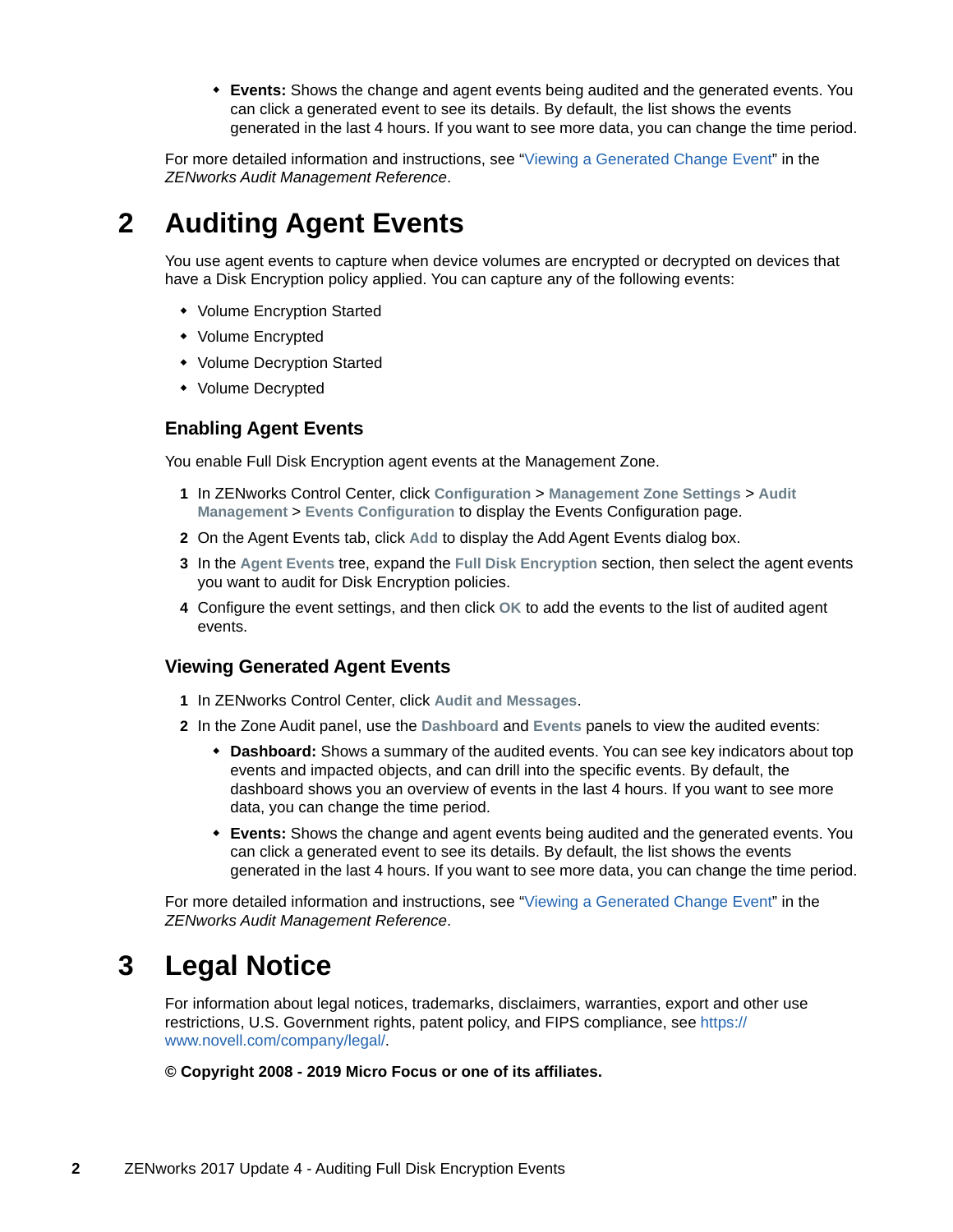- **Events:** Shows the change and agent events being audited and the generated events. You can click a generated event to see its details. By default, the list shows the events generated in the last 4 hours. If you want to see more data, you can change the time period.

For more detailed information and instructions, see "Viewing a Generated Change Event" in the *ZENworks Audit Management Reference*.

# 2 Auditing Agent Events

You use agent events to capture when device volumes are encrypted or decrypted on devices that have a Disk Encryption policy applied. You can capture any of the following events:

- Volume Encryption Started
- Volume Encrypted
- Volume Decryption Started
- Volume Decrypted

## Enabling Agent Events

You enable Full Disk Encryption agent events at the Management Zone.

1. In ZENworks Control Center, click **Configuration** > **Management Zone Settings** > **Audit Management** > **Events Configuration** to display the Events Configuration page.
2. On the Agent Events tab, click **Add** to display the Add Agent Events dialog box.
3. In the **Agent Events** tree, expand the **Full Disk Encryption** section, then select the agent events you want to audit for Disk Encryption policies.
4. Configure the event settings, and then click **OK** to add the events to the list of audited agent events.

## Viewing Generated Agent Events

1. In ZENworks Control Center, click **Audit and Messages**.
2. In the Zone Audit panel, use the **Dashboard** and **Events** panels to view the audited events:
   - **Dashboard:** Shows a summary of the audited events. You can see key indicators about top events and impacted objects, and can drill into the specific events. By default, the dashboard shows you an overview of events in the last 4 hours. If you want to see more data, you can change the time period.
   - **Events:** Shows the change and agent events being audited and the generated events. You can click a generated event to see its details. By default, the list shows the events generated in the last 4 hours. If you want to see more data, you can change the time period.

For more detailed information and instructions, see "Viewing a Generated Change Event" in the *ZENworks Audit Management Reference*.

# 3 Legal Notice

For information about legal notices, trademarks, disclaimers, warranties, export and other use restrictions, U.S. Government rights, patent policy, and FIPS compliance, see https://www.novell.com/company/legal/.

**© Copyright 2008 - 2019 Micro Focus or one of its affiliates.**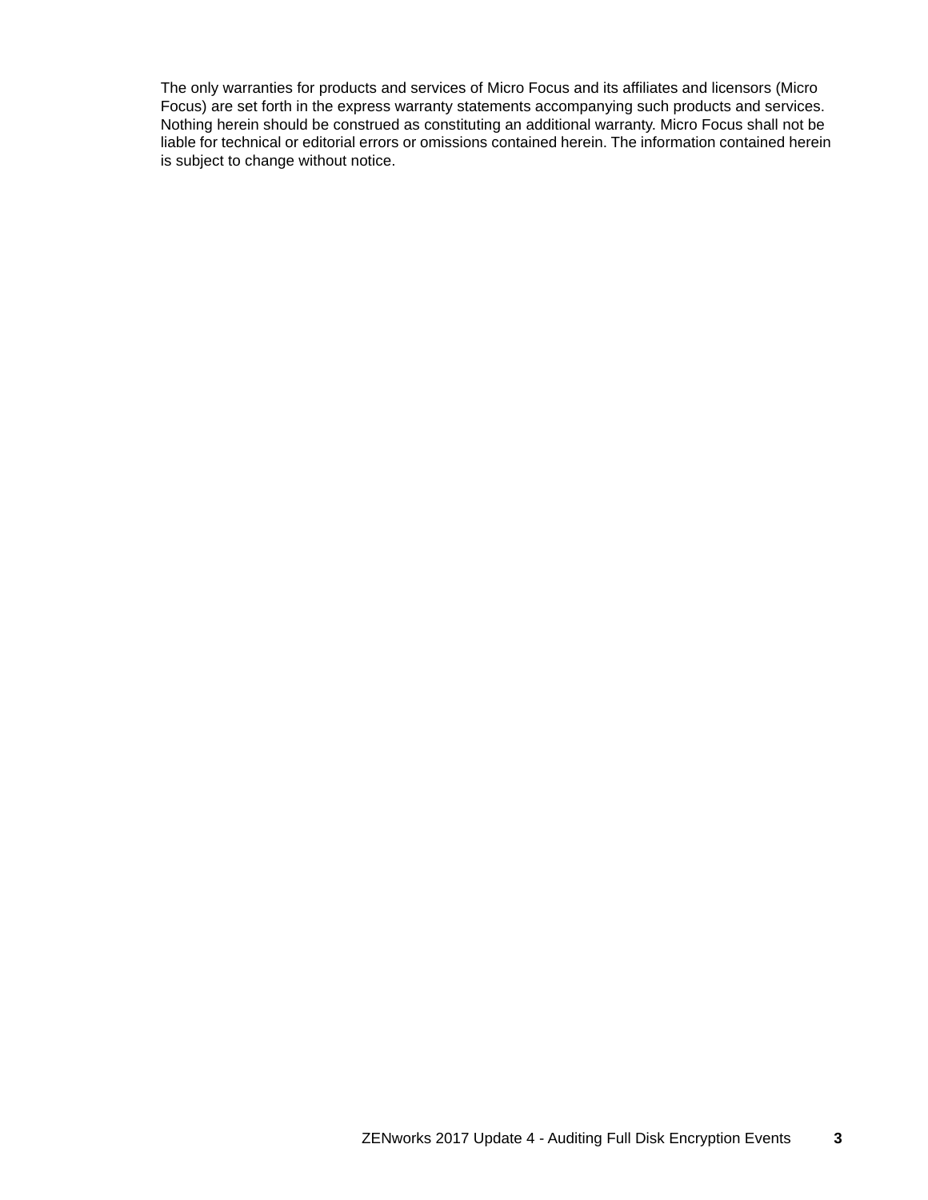The only warranties for products and services of Micro Focus and its affiliates and licensors (Micro Focus) are set forth in the express warranty statements accompanying such products and services. Nothing herein should be construed as constituting an additional warranty. Micro Focus shall not be liable for technical or editorial errors or omissions contained herein. The information contained herein is subject to change without notice.